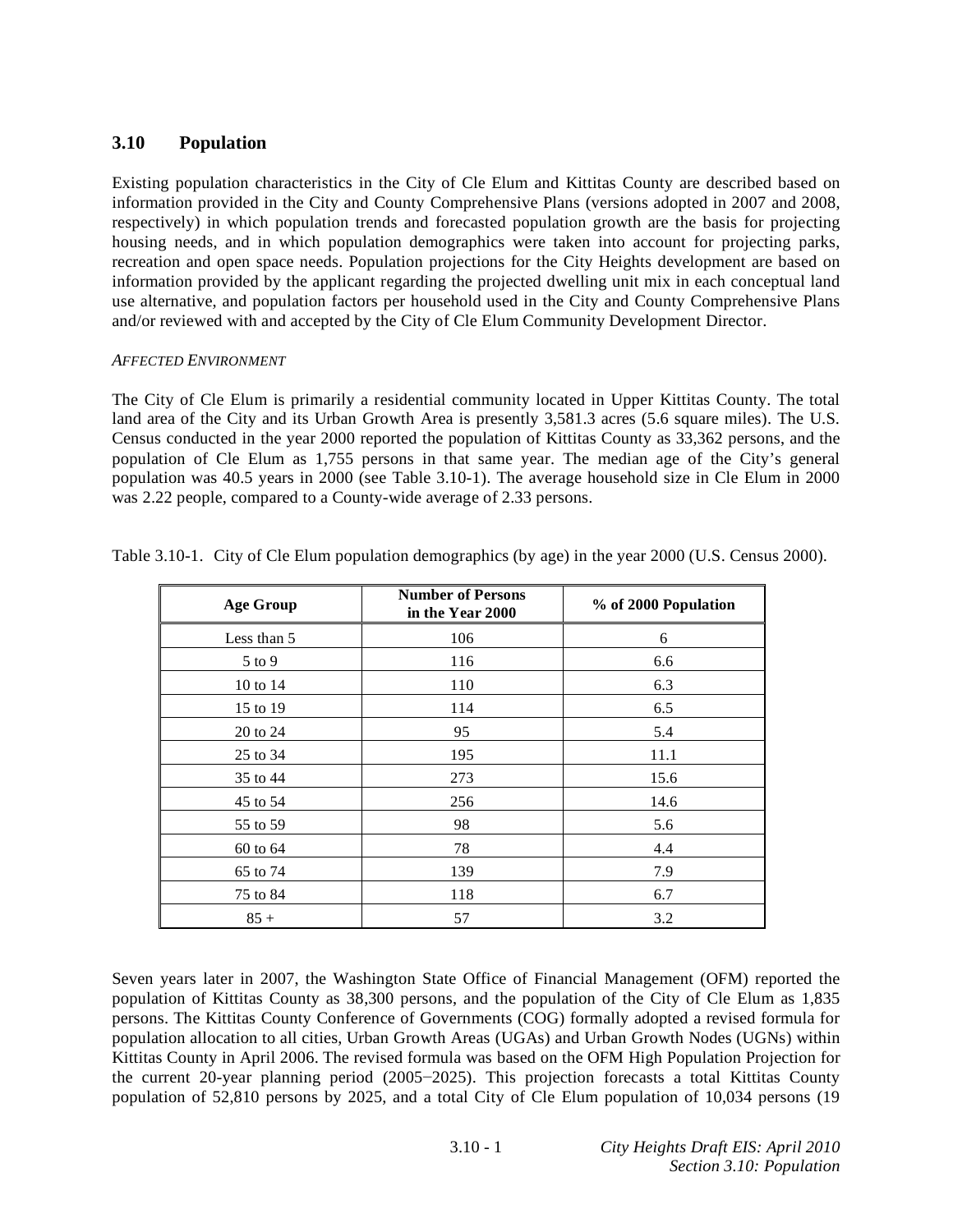## 3.10 Population

Existing population characteristics in the City of Cle Elum and Kittitas County are described based on information provided in the City and County Comprehensive Plans (versions adopted in 2007 and 2008, respectively) in which population trends and forecasted population growth are the basis for projecting housing needs, and in which population demographics were taken into account for projecting parks, recreation and open space needs. Population projections for the City Heights development are based on information provided by the applicant regarding the projected dwelling unit mix in each conceptual land use alternative, and population factors per household used in the City and County Comprehensive Plans and/or reviewed with and accepted by the City of Cle Elum Community Development Director.

*AFFECTED ENVIRONMENT*

The City of Cle Elum is primarily a residential community located in Upper Kittitas County. The total land area of the City and its Urban Growth Area is presently 3,581.3 acres (5.6 square miles). The U.S. Census conducted in the year 2000 reported the population of Kittitas County as 33,362 persons, and the population of Cle Elum as 1,755 persons in that same year. The median age of the City's general population was 40.5 years in 2000 (see Table 3.10-1). The average household size in Cle Elum in 2000 was 2.22 people, compared to a County-wide average of 2.33 persons.

Table 3.10-1. City of Cle Elum population demographics (by age) in the year 2000 (U.S. Census 2000).

| Age Group | Number of Persons in the Year 2000 | % of 2000 Population |
|---|---|---|
| Less than 5 | 106 | 6 |
| 5 to 9 | 116 | 6.6 |
| 10 to 14 | 110 | 6.3 |
| 15 to 19 | 114 | 6.5 |
| 20 to 24 | 95 | 5.4 |
| 25 to 34 | 195 | 11.1 |
| 35 to 44 | 273 | 15.6 |
| 45 to 54 | 256 | 14.6 |
| 55 to 59 | 98 | 5.6 |
| 60 to 64 | 78 | 4.4 |
| 65 to 74 | 139 | 7.9 |
| 75 to 84 | 118 | 6.7 |
| 85 + | 57 | 3.2 |

Seven years later in 2007, the Washington State Office of Financial Management (OFM) reported the population of Kittitas County as 38,300 persons, and the population of the City of Cle Elum as 1,835 persons. The Kittitas County Conference of Governments (COG) formally adopted a revised formula for population allocation to all cities, Urban Growth Areas (UGAs) and Urban Growth Nodes (UGNs) within Kittitas County in April 2006. The revised formula was based on the OFM High Population Projection for the current 20-year planning period (2005−2025). This projection forecasts a total Kittitas County population of 52,810 persons by 2025, and a total City of Cle Elum population of 10,034 persons (19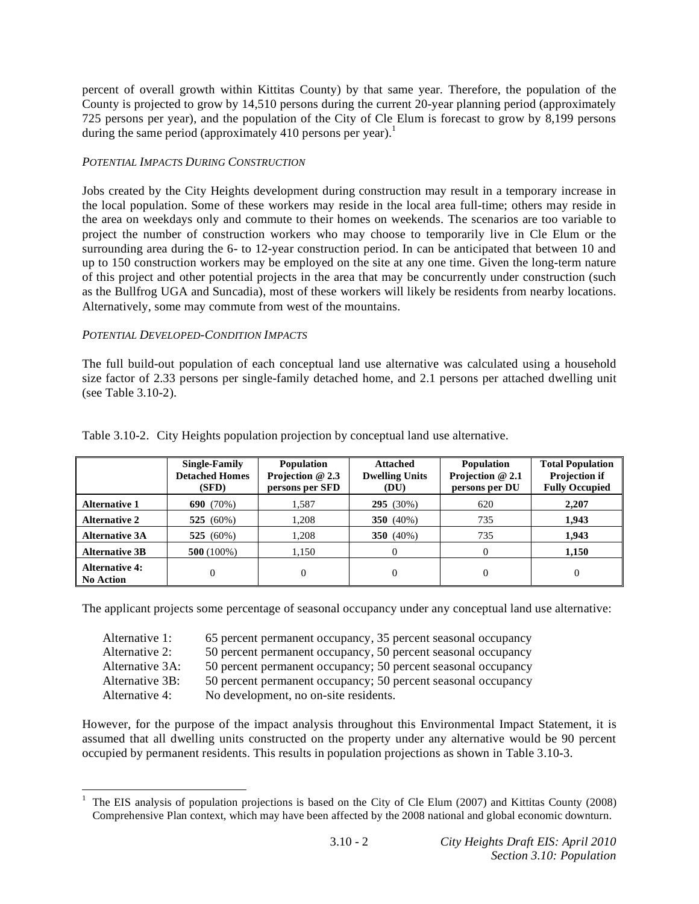percent of overall growth within Kittitas County) by that same year. Therefore, the population of the County is projected to grow by 14,510 persons during the current 20-year planning period (approximately 725 persons per year), and the population of the City of Cle Elum is forecast to grow by 8,199 persons during the same period (approximately 410 persons per year).[1]

*POTENTIAL IMPACTS DURING CONSTRUCTION*

Jobs created by the City Heights development during construction may result in a temporary increase in the local population. Some of these workers may reside in the local area full-time; others may reside in the area on weekdays only and commute to their homes on weekends. The scenarios are too variable to project the number of construction workers who may choose to temporarily live in Cle Elum or the surrounding area during the 6- to 12-year construction period. In can be anticipated that between 10 and up to 150 construction workers may be employed on the site at any one time. Given the long-term nature of this project and other potential projects in the area that may be concurrently under construction (such as the Bullfrog UGA and Suncadia), most of these workers will likely be residents from nearby locations. Alternatively, some may commute from west of the mountains.

*POTENTIAL DEVELOPED-CONDITION IMPACTS*

The full build-out population of each conceptual land use alternative was calculated using a household size factor of 2.33 persons per single-family detached home, and 2.1 persons per attached dwelling unit (see Table 3.10-2).

Table 3.10-2. City Heights population projection by conceptual land use alternative.

| | Single-Family Detached Homes (SFD) | Population Projection @ 2.3 persons per SFD | Attached Dwelling Units (DU) | Population Projection @ 2.1 persons per DU | Total Population Projection if Fully Occupied |
|---|---|---|---|---|---|
| **Alternative 1** | **690** (70%) | 1,587 | **295** (30%) | 620 | **2,207** |
| **Alternative 2** | **525** (60%) | 1,208 | **350** (40%) | 735 | **1,943** |
| **Alternative 3A** | **525** (60%) | 1,208 | **350** (40%) | 735 | **1,943** |
| **Alternative 3B** | **500** (100%) | 1,150 | 0 | 0 | **1,150** |
| **Alternative 4: No Action** | 0 | 0 | 0 | 0 | 0 |

The applicant projects some percentage of seasonal occupancy under any conceptual land use alternative:

- Alternative 1: 65 percent permanent occupancy, 35 percent seasonal occupancy
- Alternative 2: 50 percent permanent occupancy, 50 percent seasonal occupancy
- Alternative 3A: 50 percent permanent occupancy; 50 percent seasonal occupancy
- Alternative 3B: 50 percent permanent occupancy; 50 percent seasonal occupancy
- Alternative 4: No development, no on-site residents.

However, for the purpose of the impact analysis throughout this Environmental Impact Statement, it is assumed that all dwelling units constructed on the property under any alternative would be 90 percent occupied by permanent residents. This results in population projections as shown in Table 3.10-3.

[1] The EIS analysis of population projections is based on the City of Cle Elum (2007) and Kittitas County (2008) Comprehensive Plan context, which may have been affected by the 2008 national and global economic downturn.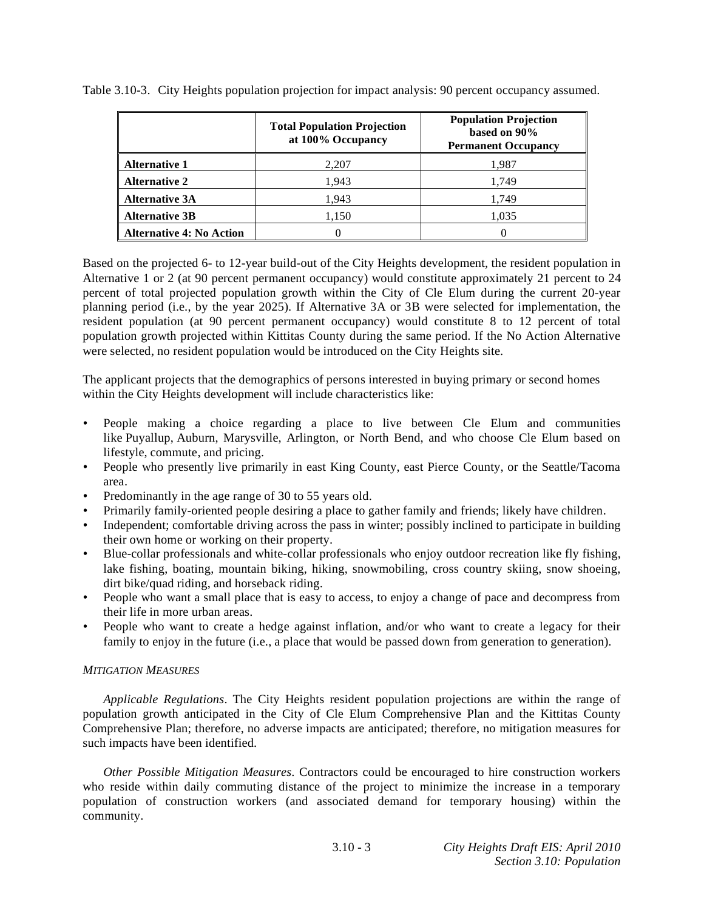Table 3.10-3. City Heights population projection for impact analysis: 90 percent occupancy assumed.

| | Total Population Projection at 100% Occupancy | Population Projection based on 90% Permanent Occupancy |
|---|---|---|
| **Alternative 1** | 2,207 | 1,987 |
| **Alternative 2** | 1,943 | 1,749 |
| **Alternative 3A** | 1,943 | 1,749 |
| **Alternative 3B** | 1,150 | 1,035 |
| **Alternative 4: No Action** | 0 | 0 |

Based on the projected 6- to 12-year build-out of the City Heights development, the resident population in Alternative 1 or 2 (at 90 percent permanent occupancy) would constitute approximately 21 percent to 24 percent of total projected population growth within the City of Cle Elum during the current 20-year planning period (i.e., by the year 2025). If Alternative 3A or 3B were selected for implementation, the resident population (at 90 percent permanent occupancy) would constitute 8 to 12 percent of total population growth projected within Kittitas County during the same period. If the No Action Alternative were selected, no resident population would be introduced on the City Heights site.

The applicant projects that the demographics of persons interested in buying primary or second homes within the City Heights development will include characteristics like:

- People making a choice regarding a place to live between Cle Elum and communities like Puyallup, Auburn, Marysville, Arlington, or North Bend, and who choose Cle Elum based on lifestyle, commute, and pricing.
- People who presently live primarily in east King County, east Pierce County, or the Seattle/Tacoma area.
- Predominantly in the age range of 30 to 55 years old.
- Primarily family-oriented people desiring a place to gather family and friends; likely have children.
- Independent; comfortable driving across the pass in winter; possibly inclined to participate in building their own home or working on their property.
- Blue-collar professionals and white-collar professionals who enjoy outdoor recreation like fly fishing, lake fishing, boating, mountain biking, hiking, snowmobiling, cross country skiing, snow shoeing, dirt bike/quad riding, and horseback riding.
- People who want a small place that is easy to access, to enjoy a change of pace and decompress from their life in more urban areas.
- People who want to create a hedge against inflation, and/or who want to create a legacy for their family to enjoy in the future (i.e., a place that would be passed down from generation to generation).

*MITIGATION MEASURES*

*Applicable Regulations*. The City Heights resident population projections are within the range of population growth anticipated in the City of Cle Elum Comprehensive Plan and the Kittitas County Comprehensive Plan; therefore, no adverse impacts are anticipated; therefore, no mitigation measures for such impacts have been identified.

*Other Possible Mitigation Measures*. Contractors could be encouraged to hire construction workers who reside within daily commuting distance of the project to minimize the increase in a temporary population of construction workers (and associated demand for temporary housing) within the community.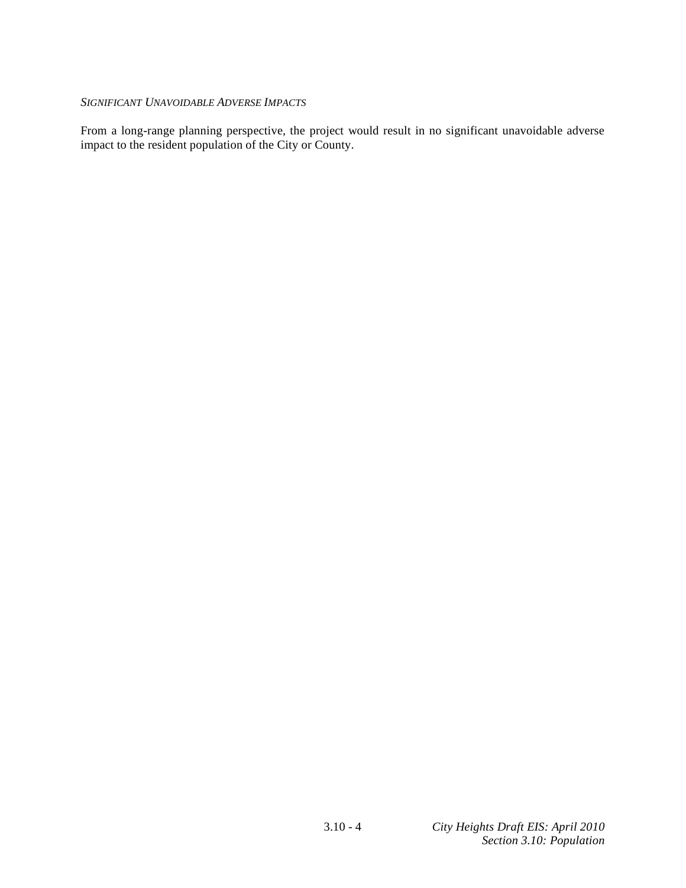*SIGNIFICANT UNAVOIDABLE ADVERSE IMPACTS*

From a long-range planning perspective, the project would result in no significant unavoidable adverse impact to the resident population of the City or County.